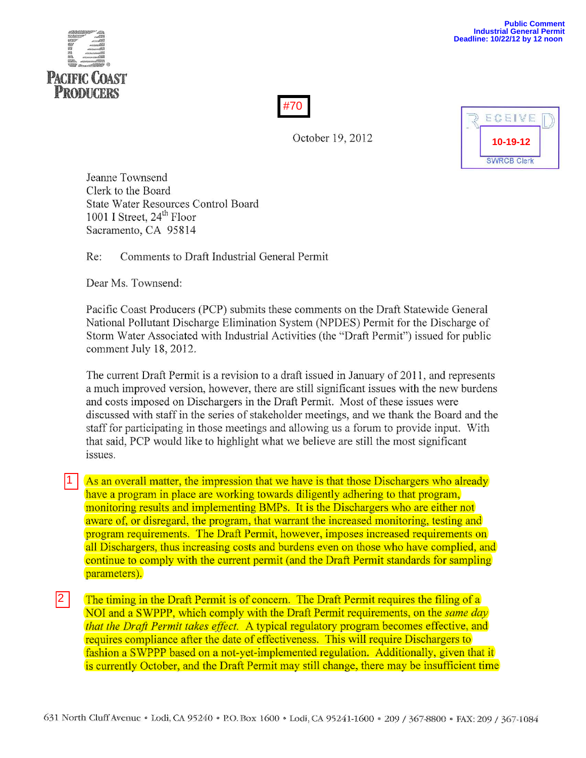Public Comment
Industrial General Permit
Deadline: 10/22/12 by 12 noon

**PACIFIC COAST PRODUCERS**

#70

October 19, 2012

RECEIVED
10-19-12
SWRCB Clerk

Jeanne Townsend
Clerk to the Board
State Water Resources Control Board
1001 I Street, 24th Floor
Sacramento, CA 95814

Re: Comments to Draft Industrial General Permit

Dear Ms. Townsend:

Pacific Coast Producers (PCP) submits these comments on the Draft Statewide General National Pollutant Discharge Elimination System (NPDES) Permit for the Discharge of Storm Water Associated with Industrial Activities (the "Draft Permit") issued for public comment July 18, 2012.

The current Draft Permit is a revision to a draft issued in January of 2011, and represents a much improved version, however, there are still significant issues with the new burdens and costs imposed on Dischargers in the Draft Permit. Most of these issues were discussed with staff in the series of stakeholder meetings, and we thank the Board and the staff for participating in those meetings and allowing us a forum to provide input. With that said, PCP would like to highlight what we believe are still the most significant issues.

1 As an overall matter, the impression that we have is that those Dischargers who already have a program in place are working towards diligently adhering to that program, monitoring results and implementing BMPs. It is the Dischargers who are either not aware of, or disregard, the program, that warrant the increased monitoring, testing and program requirements. The Draft Permit, however, imposes increased requirements on all Dischargers, thus increasing costs and burdens even on those who have complied, and continue to comply with the current permit (and the Draft Permit standards for sampling parameters).

2 The timing in the Draft Permit is of concern. The Draft Permit requires the filing of a NOI and a SWPPP, which comply with the Draft Permit requirements, on the *same day that the Draft Permit takes effect.* A typical regulatory program becomes effective, and requires compliance after the date of effectiveness. This will require Dischargers to fashion a SWPPP based on a not-yet-implemented regulation. Additionally, given that it is currently October, and the Draft Permit may still change, there may be insufficient time

631 North Cluff Avenue • Lodi, CA 95240 • P.O. Box 1600 • Lodi, CA 95241-1600 • 209 / 367-8800 • FAX: 209 / 367-1084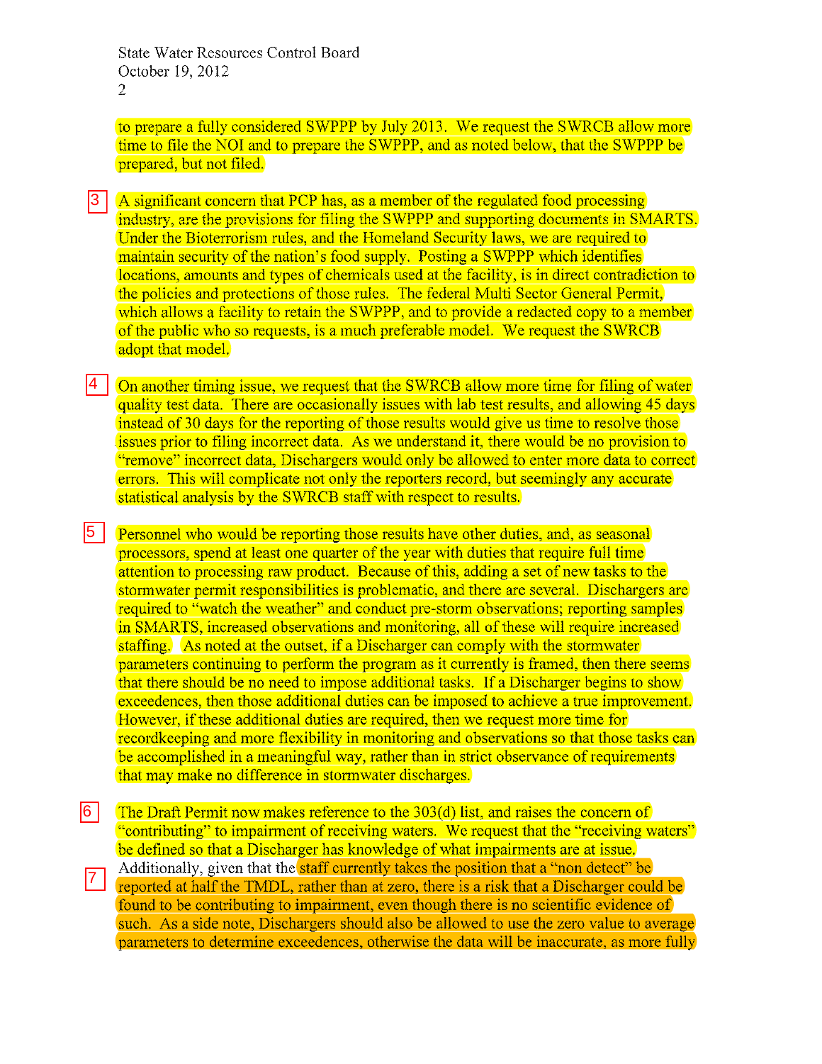to prepare a fully considered SWPPP by July 2013. We request the SWRCB allow more time to file the NOI and to prepare the SWPPP, and as noted below, that the SWPPP be prepared, but not filed.

3 A significant concern that PCP has, as a member of the regulated food processing industry, are the provisions for filing the SWPPP and supporting documents in SMARTS. Under the Bioterrorism rules, and the Homeland Security laws, we are required to maintain security of the nation's food supply. Posting a SWPPP which identifies locations, amounts and types of chemicals used at the facility, is in direct contradiction to the policies and protections of those rules. The federal Multi Sector General Permit, which allows a facility to retain the SWPPP, and to provide a redacted copy to a member of the public who so requests, is a much preferable model. We request the SWRCB adopt that model.

4 On another timing issue, we request that the SWRCB allow more time for filing of water quality test data. There are occasionally issues with lab test results, and allowing 45 days instead of 30 days for the reporting of those results would give us time to resolve those issues prior to filing incorrect data. As we understand it, there would be no provision to "remove" incorrect data, Dischargers would only be allowed to enter more data to correct errors. This will complicate not only the reporters record, but seemingly any accurate statistical analysis by the SWRCB staff with respect to results.

5 Personnel who would be reporting those results have other duties, and, as seasonal processors, spend at least one quarter of the year with duties that require full time attention to processing raw product. Because of this, adding a set of new tasks to the stormwater permit responsibilities is problematic, and there are several. Dischargers are required to "watch the weather" and conduct pre-storm observations; reporting samples in SMARTS, increased observations and monitoring, all of these will require increased staffing. As noted at the outset, if a Discharger can comply with the stormwater parameters continuing to perform the program as it currently is framed, then there seems that there should be no need to impose additional tasks. If a Discharger begins to show exceedences, then those additional duties can be imposed to achieve a true improvement. However, if these additional duties are required, then we request more time for recordkeeping and more flexibility in monitoring and observations so that those tasks can be accomplished in a meaningful way, rather than in strict observance of requirements that may make no difference in stormwater discharges.

6 The Draft Permit now makes reference to the 303(d) list, and raises the concern of "contributing" to impairment of receiving waters. We request that the "receiving waters" be defined so that a Discharger has knowledge of what impairments are at issue.

7 Additionally, given that the staff currently takes the position that a "non detect" be reported at half the TMDL, rather than at zero, there is a risk that a Discharger could be found to be contributing to impairment, even though there is no scientific evidence of such. As a side note, Dischargers should also be allowed to use the zero value to average parameters to determine exceedences, otherwise the data will be inaccurate, as more fully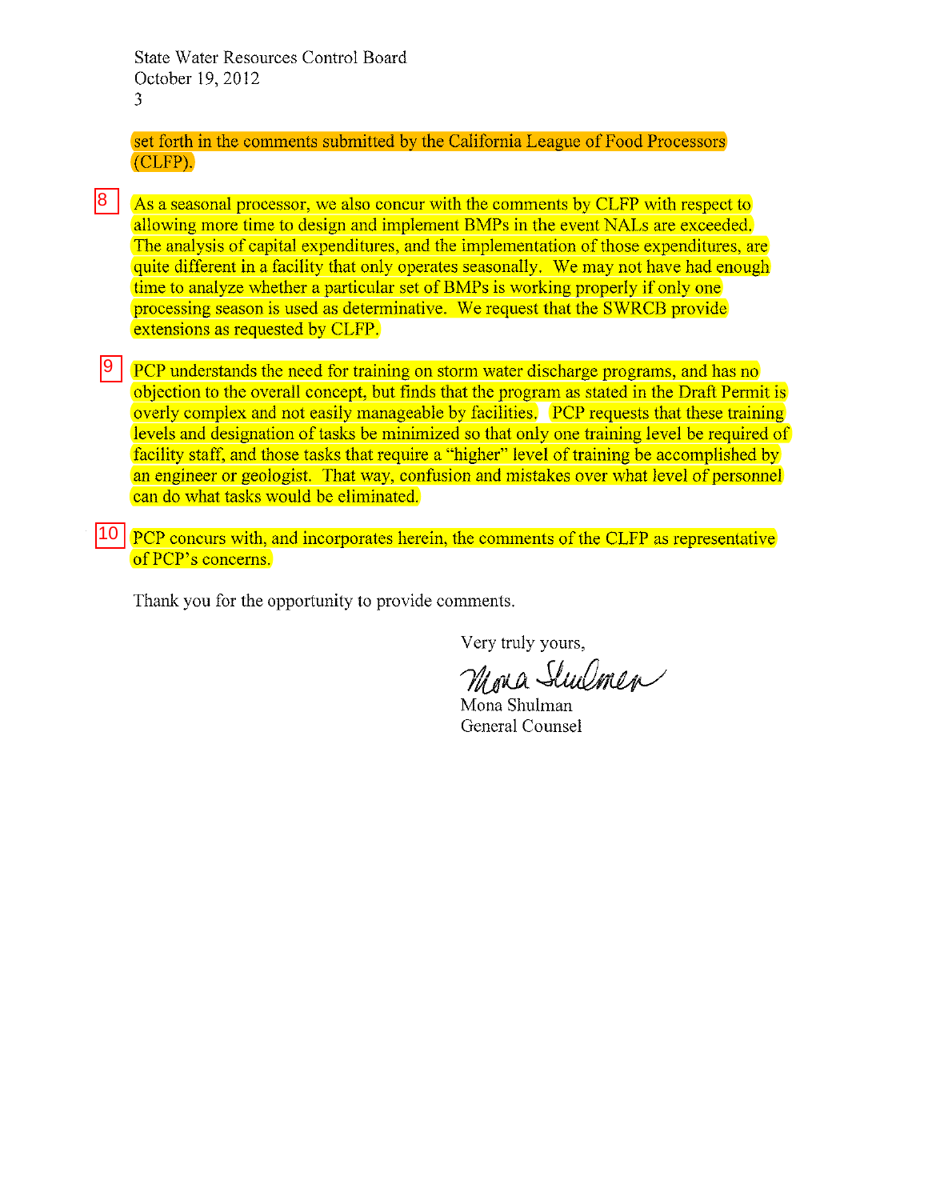State Water Resources Control Board
October 19, 2012

set forth in the comments submitted by the California League of Food Processors (CLFP).

8 As a seasonal processor, we also concur with the comments by CLFP with respect to allowing more time to design and implement BMPs in the event NALs are exceeded. The analysis of capital expenditures, and the implementation of those expenditures, are quite different in a facility that only operates seasonally. We may not have had enough time to analyze whether a particular set of BMPs is working properly if only one processing season is used as determinative. We request that the SWRCB provide extensions as requested by CLFP.

9 PCP understands the need for training on storm water discharge programs, and has no objection to the overall concept, but finds that the program as stated in the Draft Permit is overly complex and not easily manageable by facilities. PCP requests that these training levels and designation of tasks be minimized so that only one training level be required of facility staff, and those tasks that require a "higher" level of training be accomplished by an engineer or geologist. That way, confusion and mistakes over what level of personnel can do what tasks would be eliminated.

10 PCP concurs with, and incorporates herein, the comments of the CLFP as representative of PCP's concerns.

Thank you for the opportunity to provide comments.

Very truly yours,

Mona Shulman

Mona Shulman
General Counsel